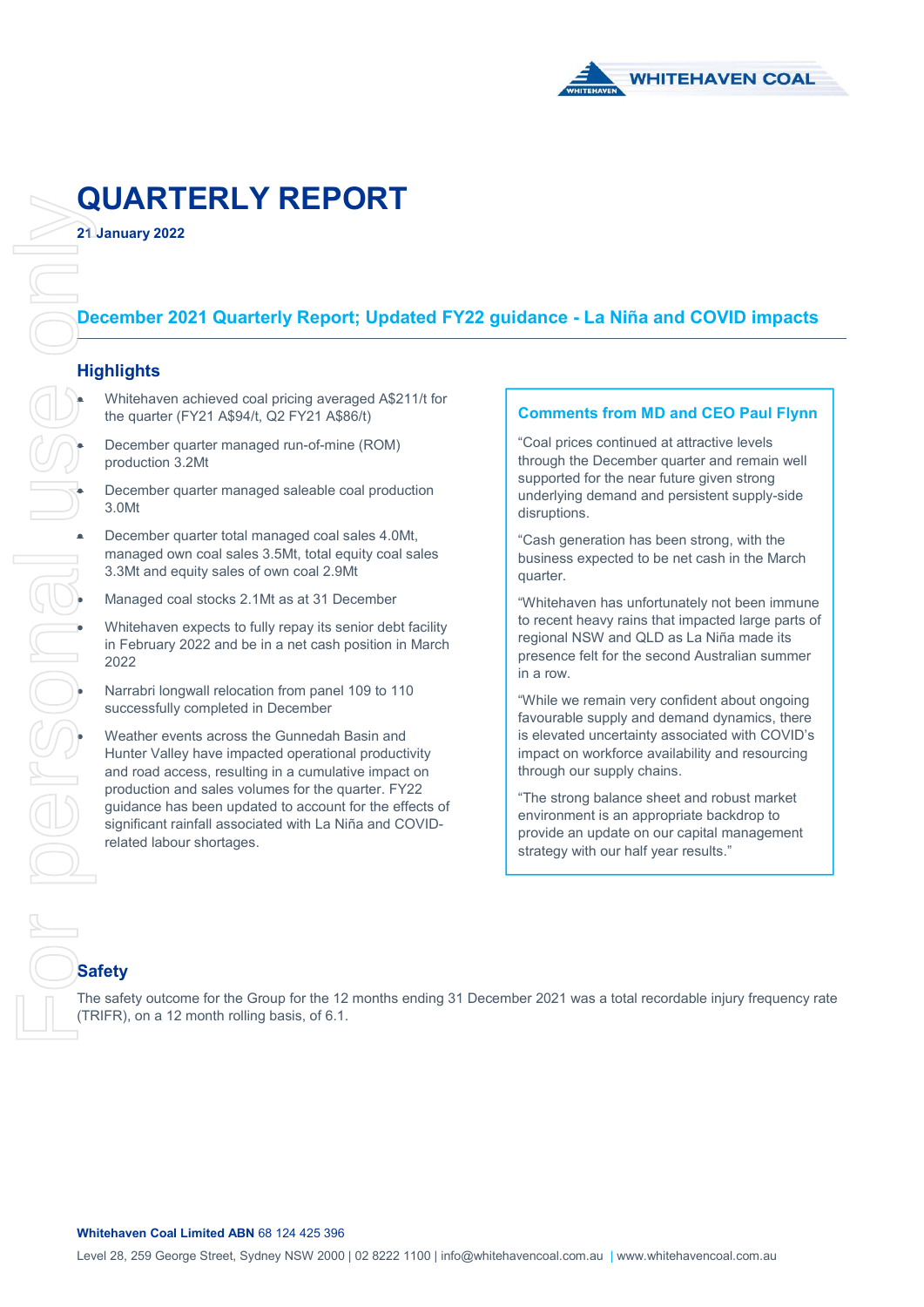# QUARTERLY REPORT

**21 January 2022**

## December 2021 Quarterly Report; Updated FY22 guidance - La Niña and COVID impacts

### Highlights

- Whitehaven achieved coal pricing averaged A$211/t for the quarter (FY21 A$94/t, Q2 FY21 A$86/t)
- December quarter managed run-of-mine (ROM) production 3.2Mt
- December quarter managed saleable coal production 3.0Mt
- December quarter total managed coal sales 4.0Mt, managed own coal sales 3.5Mt, total equity coal sales 3.3Mt and equity sales of own coal 2.9Mt
- Managed coal stocks 2.1Mt as at 31 December
- Whitehaven expects to fully repay its senior debt facility in February 2022 and be in a net cash position in March 2022
- Narrabri longwall relocation from panel 109 to 110 successfully completed in December
- Weather events across the Gunnedah Basin and Hunter Valley have impacted operational productivity and road access, resulting in a cumulative impact on production and sales volumes for the quarter. FY22 guidance has been updated to account for the effects of significant rainfall associated with La Niña and COVID-related labour shortages.

### Comments from MD and CEO Paul Flynn

"Coal prices continued at attractive levels through the December quarter and remain well supported for the near future given strong underlying demand and persistent supply-side disruptions.

"Cash generation has been strong, with the business expected to be net cash in the March quarter.

"Whitehaven has unfortunately not been immune to recent heavy rains that impacted large parts of regional NSW and QLD as La Niña made its presence felt for the second Australian summer in a row.

"While we remain very confident about ongoing favourable supply and demand dynamics, there is elevated uncertainty associated with COVID's impact on workforce availability and resourcing through our supply chains.

"The strong balance sheet and robust market environment is an appropriate backdrop to provide an update on our capital management strategy with our half year results."

### Safety

The safety outcome for the Group for the 12 months ending 31 December 2021 was a total recordable injury frequency rate (TRIFR), on a 12 month rolling basis, of 6.1.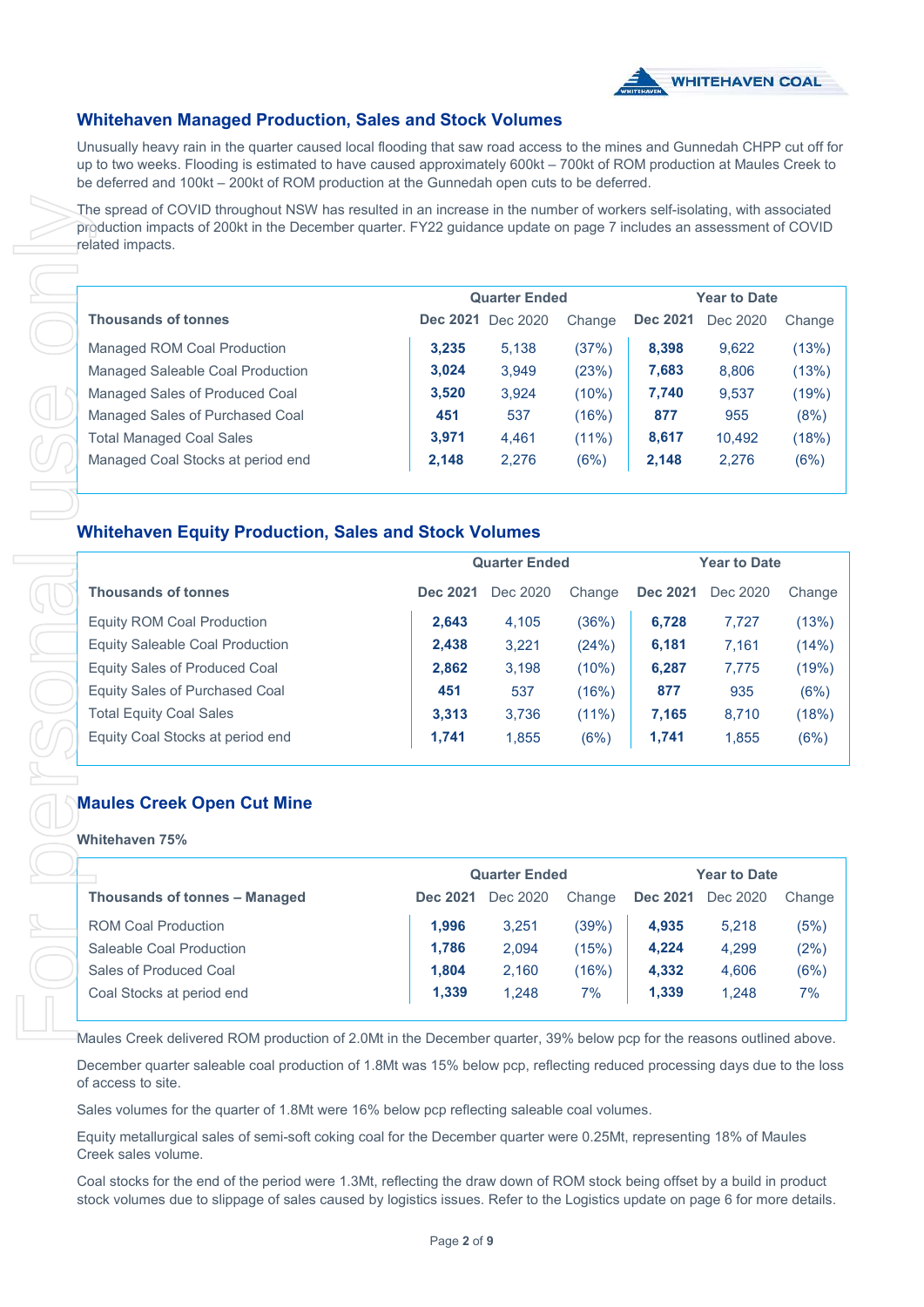## Whitehaven Managed Production, Sales and Stock Volumes

Unusually heavy rain in the quarter caused local flooding that saw road access to the mines and Gunnedah CHPP cut off for up to two weeks. Flooding is estimated to have caused approximately 600kt – 700kt of ROM production at Maules Creek to be deferred and 100kt – 200kt of ROM production at the Gunnedah open cuts to be deferred.

The spread of COVID throughout NSW has resulted in an increase in the number of workers self-isolating, with associated production impacts of 200kt in the December quarter. FY22 guidance update on page 7 includes an assessment of COVID related impacts.

| | Quarter Ended | | | Year to Date | | |
|---|---|---|---|---|---|---|
| **Thousands of tonnes** | **Dec 2021** | Dec 2020 | Change | **Dec 2021** | Dec 2020 | Change |
| Managed ROM Coal Production | **3,235** | 5,138 | (37%) | **8,398** | 9,622 | (13%) |
| Managed Saleable Coal Production | **3,024** | 3,949 | (23%) | **7,683** | 8,806 | (13%) |
| Managed Sales of Produced Coal | **3,520** | 3,924 | (10%) | **7,740** | 9,537 | (19%) |
| Managed Sales of Purchased Coal | **451** | 537 | (16%) | **877** | 955 | (8%) |
| Total Managed Coal Sales | **3,971** | 4,461 | (11%) | **8,617** | 10,492 | (18%) |
| Managed Coal Stocks at period end | **2,148** | 2,276 | (6%) | **2,148** | 2,276 | (6%) |

## Whitehaven Equity Production, Sales and Stock Volumes

| | Quarter Ended | | | Year to Date | | |
|---|---|---|---|---|---|---|
| **Thousands of tonnes** | **Dec 2021** | Dec 2020 | Change | **Dec 2021** | Dec 2020 | Change |
| Equity ROM Coal Production | **2,643** | 4,105 | (36%) | **6,728** | 7,727 | (13%) |
| Equity Saleable Coal Production | **2,438** | 3,221 | (24%) | **6,181** | 7,161 | (14%) |
| Equity Sales of Produced Coal | **2,862** | 3,198 | (10%) | **6,287** | 7,775 | (19%) |
| Equity Sales of Purchased Coal | **451** | 537 | (16%) | **877** | 935 | (6%) |
| Total Equity Coal Sales | **3,313** | 3,736 | (11%) | **7,165** | 8,710 | (18%) |
| Equity Coal Stocks at period end | **1,741** | 1,855 | (6%) | **1,741** | 1,855 | (6%) |

## Maules Creek Open Cut Mine

**Whitehaven 75%**

| | Quarter Ended | | | Year to Date | | |
|---|---|---|---|---|---|---|
| **Thousands of tonnes – Managed** | **Dec 2021** | Dec 2020 | Change | **Dec 2021** | Dec 2020 | Change |
| ROM Coal Production | **1,996** | 3,251 | (39%) | **4,935** | 5,218 | (5%) |
| Saleable Coal Production | **1,786** | 2,094 | (15%) | **4,224** | 4,299 | (2%) |
| Sales of Produced Coal | **1,804** | 2,160 | (16%) | **4,332** | 4,606 | (6%) |
| Coal Stocks at period end | **1,339** | 1,248 | 7% | **1,339** | 1,248 | 7% |

Maules Creek delivered ROM production of 2.0Mt in the December quarter, 39% below pcp for the reasons outlined above.

December quarter saleable coal production of 1.8Mt was 15% below pcp, reflecting reduced processing days due to the loss of access to site.

Sales volumes for the quarter of 1.8Mt were 16% below pcp reflecting saleable coal volumes.

Equity metallurgical sales of semi-soft coking coal for the December quarter were 0.25Mt, representing 18% of Maules Creek sales volume.

Coal stocks for the end of the period were 1.3Mt, reflecting the draw down of ROM stock being offset by a build in product stock volumes due to slippage of sales caused by logistics issues. Refer to the Logistics update on page 6 for more details.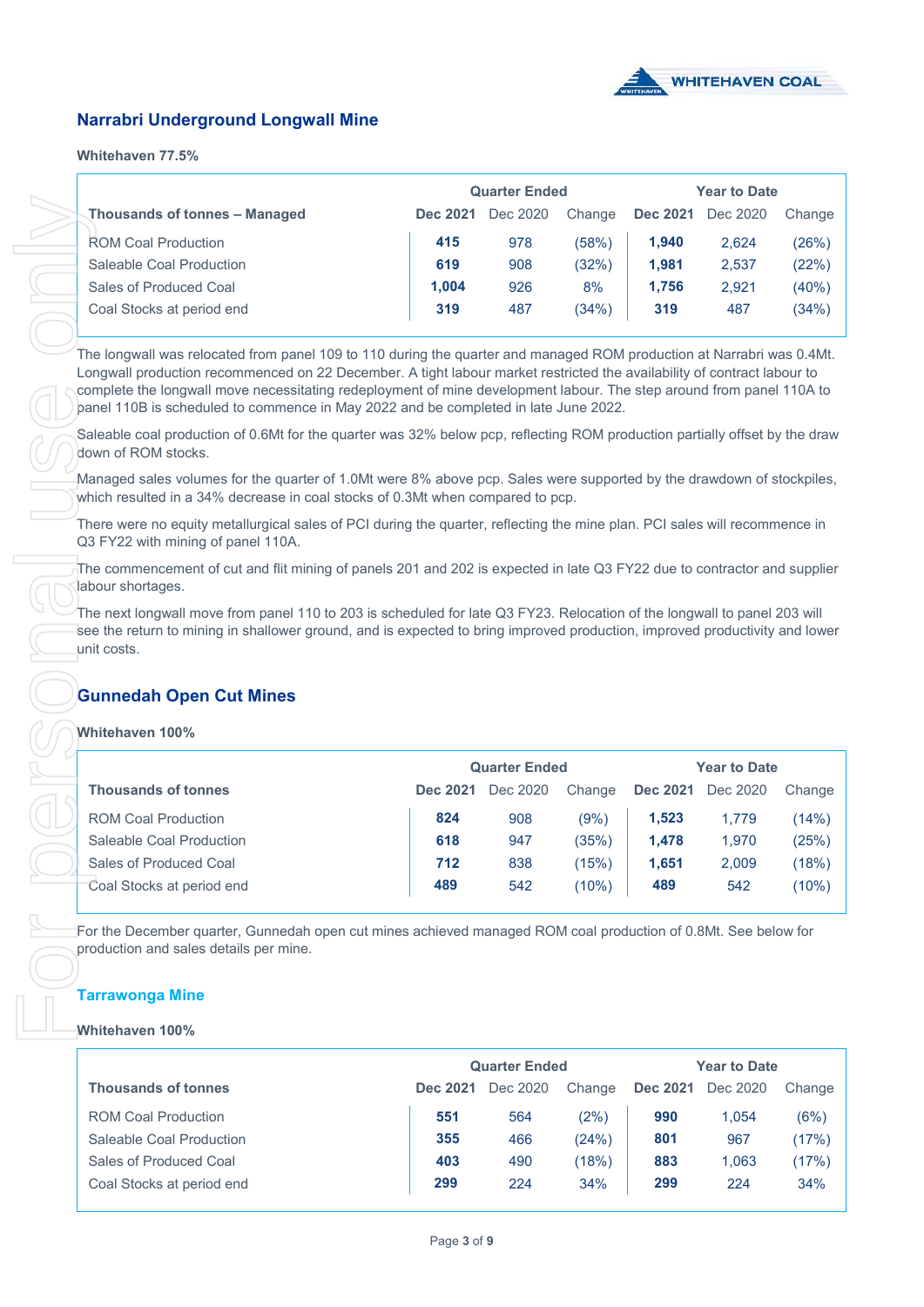## Narrabri Underground Longwall Mine

**Whitehaven 77.5%**

| Thousands of tonnes – Managed | Quarter Ended | | | Year to Date | | |
|---|---|---|---|---|---|---|
| | **Dec 2021** | Dec 2020 | Change | **Dec 2021** | Dec 2020 | Change |
| ROM Coal Production | **415** | 978 | (58%) | **1,940** | 2,624 | (26%) |
| Saleable Coal Production | **619** | 908 | (32%) | **1,981** | 2,537 | (22%) |
| Sales of Produced Coal | **1,004** | 926 | 8% | **1,756** | 2,921 | (40%) |
| Coal Stocks at period end | **319** | 487 | (34%) | **319** | 487 | (34%) |

The longwall was relocated from panel 109 to 110 during the quarter and managed ROM production at Narrabri was 0.4Mt. Longwall production recommenced on 22 December. A tight labour market restricted the availability of contract labour to complete the longwall move necessitating redeployment of mine development labour. The step around from panel 110A to panel 110B is scheduled to commence in May 2022 and be completed in late June 2022.

Saleable coal production of 0.6Mt for the quarter was 32% below pcp, reflecting ROM production partially offset by the draw down of ROM stocks.

Managed sales volumes for the quarter of 1.0Mt were 8% above pcp. Sales were supported by the drawdown of stockpiles, which resulted in a 34% decrease in coal stocks of 0.3Mt when compared to pcp.

There were no equity metallurgical sales of PCI during the quarter, reflecting the mine plan. PCI sales will recommence in Q3 FY22 with mining of panel 110A.

The commencement of cut and flit mining of panels 201 and 202 is expected in late Q3 FY22 due to contractor and supplier labour shortages.

The next longwall move from panel 110 to 203 is scheduled for late Q3 FY23. Relocation of the longwall to panel 203 will see the return to mining in shallower ground, and is expected to bring improved production, improved productivity and lower unit costs.

## Gunnedah Open Cut Mines

**Whitehaven 100%**

| Thousands of tonnes | Quarter Ended | | | Year to Date | | |
|---|---|---|---|---|---|---|
| | **Dec 2021** | Dec 2020 | Change | **Dec 2021** | Dec 2020 | Change |
| ROM Coal Production | **824** | 908 | (9%) | **1,523** | 1,779 | (14%) |
| Saleable Coal Production | **618** | 947 | (35%) | **1,478** | 1,970 | (25%) |
| Sales of Produced Coal | **712** | 838 | (15%) | **1,651** | 2,009 | (18%) |
| Coal Stocks at period end | **489** | 542 | (10%) | **489** | 542 | (10%) |

For the December quarter, Gunnedah open cut mines achieved managed ROM coal production of 0.8Mt. See below for production and sales details per mine.

### Tarrawonga Mine

**Whitehaven 100%**

| Thousands of tonnes | Quarter Ended | | | Year to Date | | |
|---|---|---|---|---|---|---|
| | **Dec 2021** | Dec 2020 | Change | **Dec 2021** | Dec 2020 | Change |
| ROM Coal Production | **551** | 564 | (2%) | **990** | 1,054 | (6%) |
| Saleable Coal Production | **355** | 466 | (24%) | **801** | 967 | (17%) |
| Sales of Produced Coal | **403** | 490 | (18%) | **883** | 1,063 | (17%) |
| Coal Stocks at period end | **299** | 224 | 34% | **299** | 224 | 34% |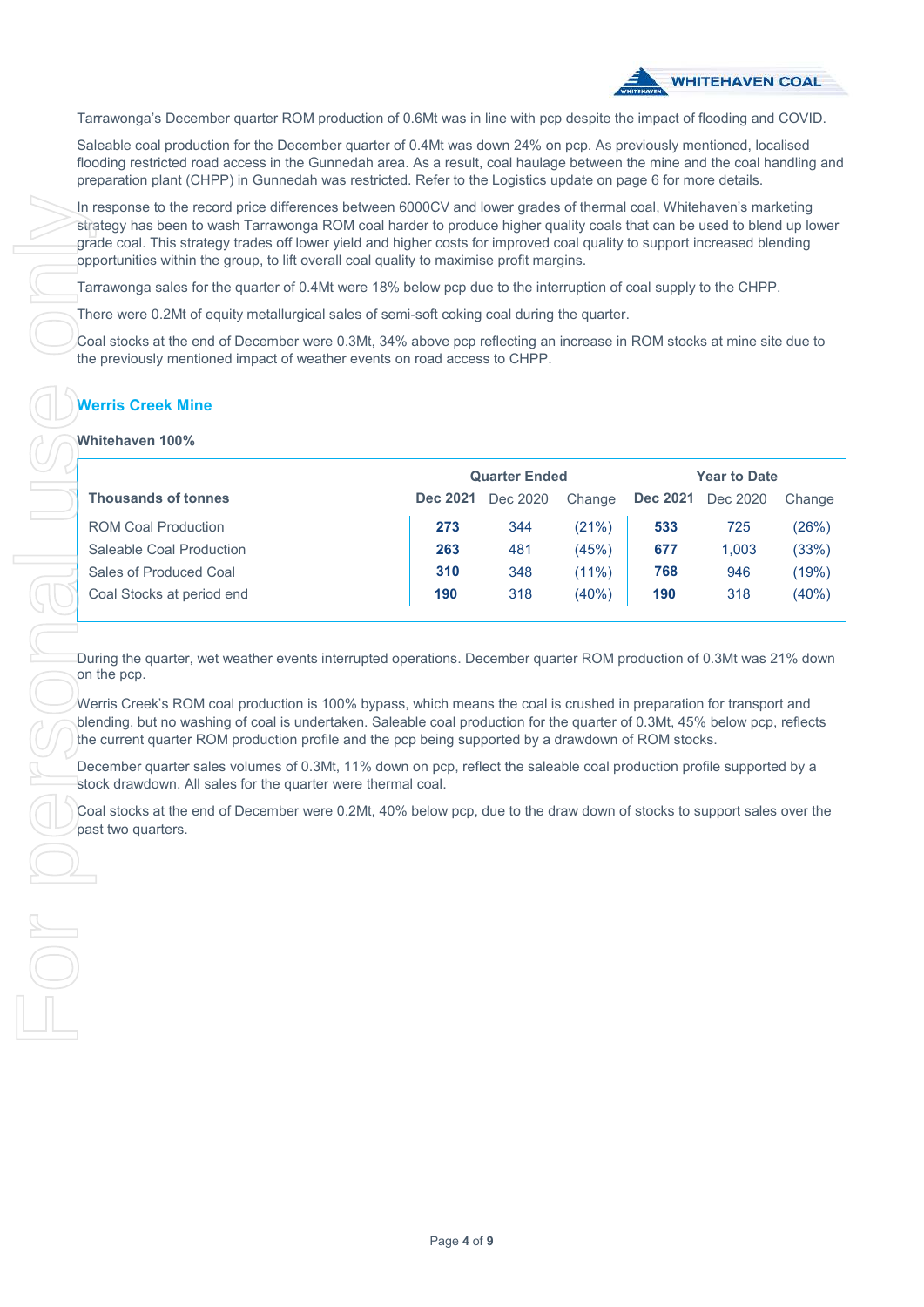Tarrawonga's December quarter ROM production of 0.6Mt was in line with pcp despite the impact of flooding and COVID.

Saleable coal production for the December quarter of 0.4Mt was down 24% on pcp. As previously mentioned, localised flooding restricted road access in the Gunnedah area. As a result, coal haulage between the mine and the coal handling and preparation plant (CHPP) in Gunnedah was restricted. Refer to the Logistics update on page 6 for more details.

In response to the record price differences between 6000CV and lower grades of thermal coal, Whitehaven's marketing strategy has been to wash Tarrawonga ROM coal harder to produce higher quality coals that can be used to blend up lower grade coal. This strategy trades off lower yield and higher costs for improved coal quality to support increased blending opportunities within the group, to lift overall coal quality to maximise profit margins.

Tarrawonga sales for the quarter of 0.4Mt were 18% below pcp due to the interruption of coal supply to the CHPP.

There were 0.2Mt of equity metallurgical sales of semi-soft coking coal during the quarter.

Coal stocks at the end of December were 0.3Mt, 34% above pcp reflecting an increase in ROM stocks at mine site due to the previously mentioned impact of weather events on road access to CHPP.

## Werris Creek Mine

**Whitehaven 100%**

| | Quarter Ended | | | Year to Date | | |
|---|---|---|---|---|---|---|
| **Thousands of tonnes** | **Dec 2021** | Dec 2020 | Change | **Dec 2021** | Dec 2020 | Change |
| ROM Coal Production | **273** | 344 | (21%) | **533** | 725 | (26%) |
| Saleable Coal Production | **263** | 481 | (45%) | **677** | 1,003 | (33%) |
| Sales of Produced Coal | **310** | 348 | (11%) | **768** | 946 | (19%) |
| Coal Stocks at period end | **190** | 318 | (40%) | **190** | 318 | (40%) |

During the quarter, wet weather events interrupted operations. December quarter ROM production of 0.3Mt was 21% down on the pcp.

Werris Creek's ROM coal production is 100% bypass, which means the coal is crushed in preparation for transport and blending, but no washing of coal is undertaken. Saleable coal production for the quarter of 0.3Mt, 45% below pcp, reflects the current quarter ROM production profile and the pcp being supported by a drawdown of ROM stocks.

December quarter sales volumes of 0.3Mt, 11% down on pcp, reflect the saleable coal production profile supported by a stock drawdown. All sales for the quarter were thermal coal.

Coal stocks at the end of December were 0.2Mt, 40% below pcp, due to the draw down of stocks to support sales over the past two quarters.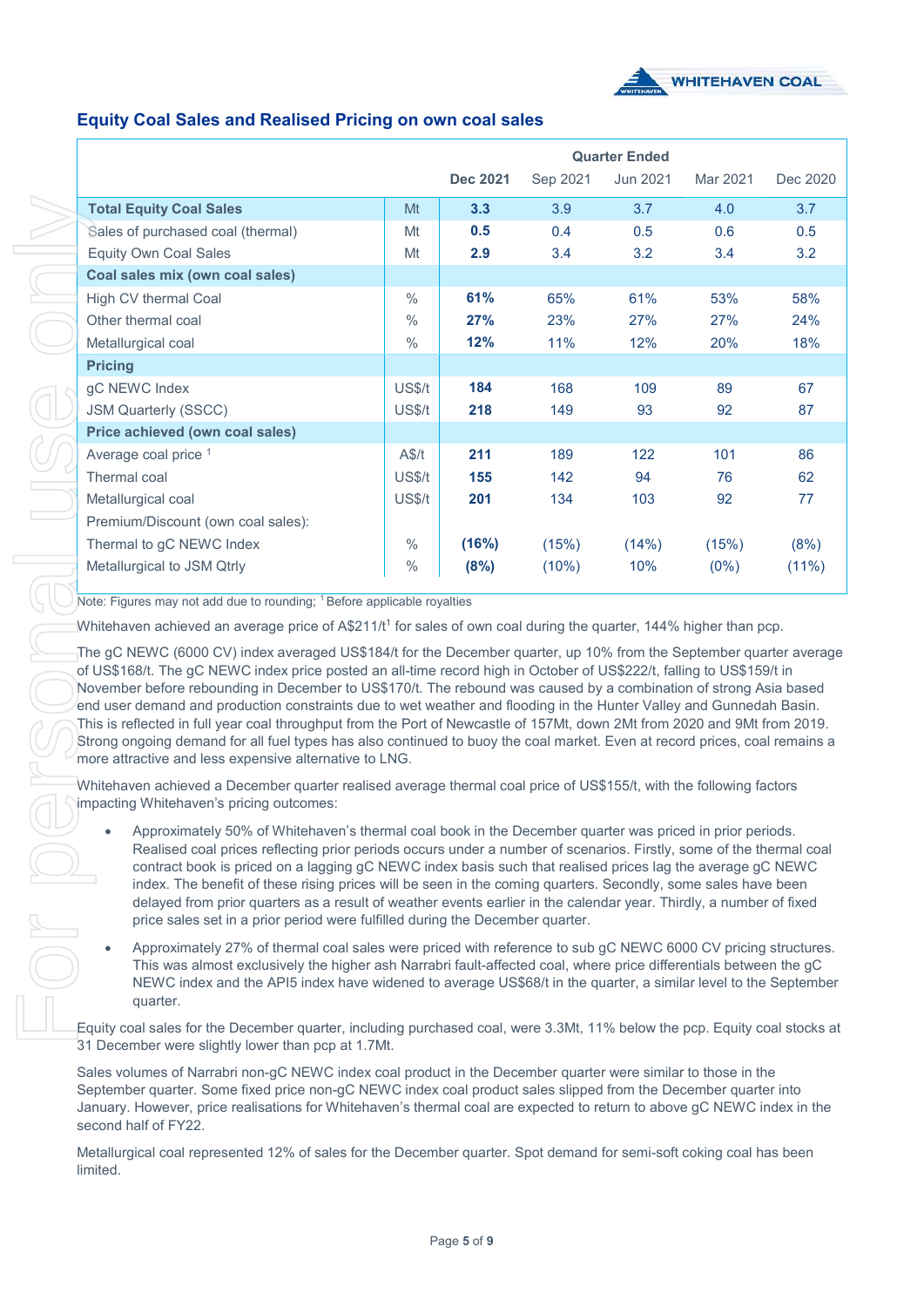## Equity Coal Sales and Realised Pricing on own coal sales

| | | Quarter Ended | | | | |
|---|---|---|---|---|---|---|
| | | **Dec 2021** | Sep 2021 | Jun 2021 | Mar 2021 | Dec 2020 |
| **Total Equity Coal Sales** | Mt | **3.3** | 3.9 | 3.7 | 4.0 | 3.7 |
| Sales of purchased coal (thermal) | Mt | **0.5** | 0.4 | 0.5 | 0.6 | 0.5 |
| Equity Own Coal Sales | Mt | **2.9** | 3.4 | 3.2 | 3.4 | 3.2 |
| **Coal sales mix (own coal sales)** | | | | | | |
| High CV thermal Coal | % | **61%** | 65% | 61% | 53% | 58% |
| Other thermal coal | % | **27%** | 23% | 27% | 27% | 24% |
| Metallurgical coal | % | **12%** | 11% | 12% | 20% | 18% |
| **Pricing** | | | | | | |
| gC NEWC Index | US$/t | **184** | 168 | 109 | 89 | 67 |
| JSM Quarterly (SSCC) | US$/t | **218** | 149 | 93 | 92 | 87 |
| **Price achieved (own coal sales)** | | | | | | |
| Average coal price [1] | A$/t | **211** | 189 | 122 | 101 | 86 |
| Thermal coal | US$/t | **155** | 142 | 94 | 76 | 62 |
| Metallurgical coal | US$/t | **201** | 134 | 103 | 92 | 77 |
| Premium/Discount (own coal sales): | | | | | | |
| Thermal to gC NEWC Index | % | **(16%)** | (15%) | (14%) | (15%) | (8%) |
| Metallurgical to JSM Qtrly | % | **(8%)** | (10%) | 10% | (0%) | (11%) |

Note: Figures may not add due to rounding; [1] Before applicable royalties

Whitehaven achieved an average price of A$211/t[1] for sales of own coal during the quarter, 144% higher than pcp.

The gC NEWC (6000 CV) index averaged US$184/t for the December quarter, up 10% from the September quarter average of US$168/t. The gC NEWC index price posted an all-time record high in October of US$222/t, falling to US$159/t in November before rebounding in December to US$170/t. The rebound was caused by a combination of strong Asia based end user demand and production constraints due to wet weather and flooding in the Hunter Valley and Gunnedah Basin. This is reflected in full year coal throughput from the Port of Newcastle of 157Mt, down 2Mt from 2020 and 9Mt from 2019. Strong ongoing demand for all fuel types has also continued to buoy the coal market. Even at record prices, coal remains a more attractive and less expensive alternative to LNG.

Whitehaven achieved a December quarter realised average thermal coal price of US$155/t, with the following factors impacting Whitehaven's pricing outcomes:

- Approximately 50% of Whitehaven's thermal coal book in the December quarter was priced in prior periods. Realised coal prices reflecting prior periods occurs under a number of scenarios. Firstly, some of the thermal coal contract book is priced on a lagging gC NEWC index basis such that realised prices lag the average gC NEWC index. The benefit of these rising prices will be seen in the coming quarters. Secondly, some sales have been delayed from prior quarters as a result of weather events earlier in the calendar year. Thirdly, a number of fixed price sales set in a prior period were fulfilled during the December quarter.
- Approximately 27% of thermal coal sales were priced with reference to sub gC NEWC 6000 CV pricing structures. This was almost exclusively the higher ash Narrabri fault-affected coal, where price differentials between the gC NEWC index and the API5 index have widened to average US$68/t in the quarter, a similar level to the September quarter.

Equity coal sales for the December quarter, including purchased coal, were 3.3Mt, 11% below the pcp. Equity coal stocks at 31 December were slightly lower than pcp at 1.7Mt.

Sales volumes of Narrabri non-gC NEWC index coal product in the December quarter were similar to those in the September quarter. Some fixed price non-gC NEWC index coal product sales slipped from the December quarter into January. However, price realisations for Whitehaven's thermal coal are expected to return to above gC NEWC index in the second half of FY22.

Metallurgical coal represented 12% of sales for the December quarter. Spot demand for semi-soft coking coal has been limited.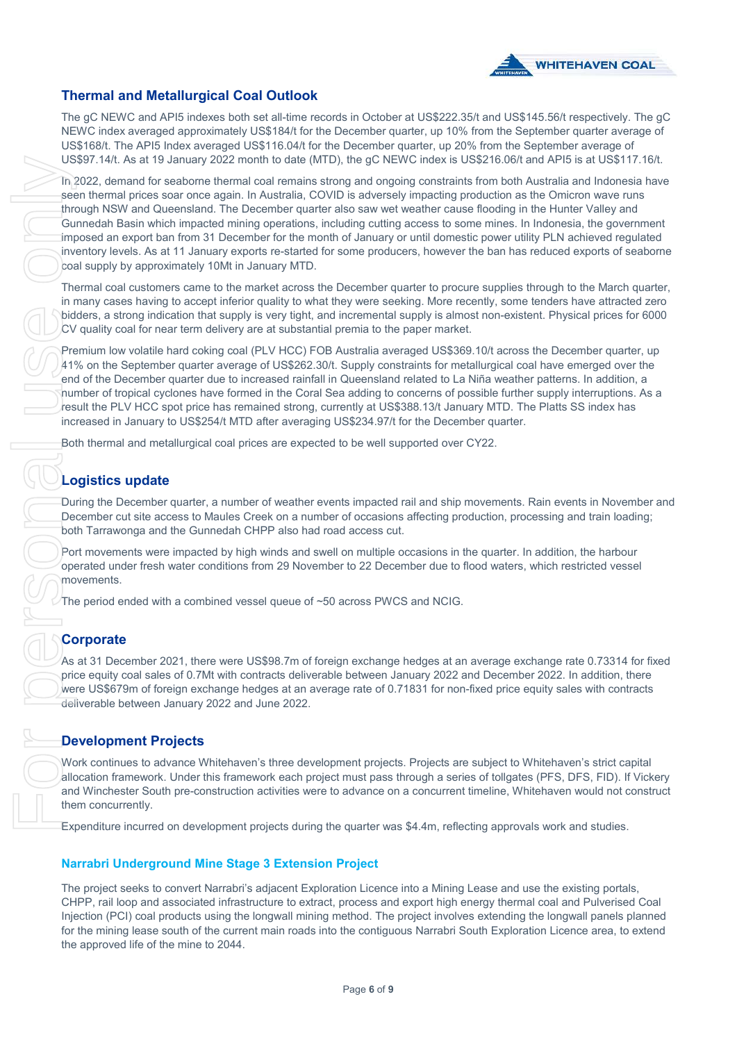## Thermal and Metallurgical Coal Outlook

The gC NEWC and API5 indexes both set all-time records in October at US$222.35/t and US$145.56/t respectively. The gC NEWC index averaged approximately US$184/t for the December quarter, up 10% from the September quarter average of US$168/t. The API5 Index averaged US$116.04/t for the December quarter, up 20% from the September average of US$97.14/t. As at 19 January 2022 month to date (MTD), the gC NEWC index is US$216.06/t and API5 is at US$117.16/t.

In 2022, demand for seaborne thermal coal remains strong and ongoing constraints from both Australia and Indonesia have seen thermal prices soar once again. In Australia, COVID is adversely impacting production as the Omicron wave runs through NSW and Queensland. The December quarter also saw wet weather cause flooding in the Hunter Valley and Gunnedah Basin which impacted mining operations, including cutting access to some mines. In Indonesia, the government imposed an export ban from 31 December for the month of January or until domestic power utility PLN achieved regulated inventory levels. As at 11 January exports re-started for some producers, however the ban has reduced exports of seaborne coal supply by approximately 10Mt in January MTD.

Thermal coal customers came to the market across the December quarter to procure supplies through to the March quarter, in many cases having to accept inferior quality to what they were seeking. More recently, some tenders have attracted zero bidders, a strong indication that supply is very tight, and incremental supply is almost non-existent. Physical prices for 6000 CV quality coal for near term delivery are at substantial premia to the paper market.

Premium low volatile hard coking coal (PLV HCC) FOB Australia averaged US$369.10/t across the December quarter, up 41% on the September quarter average of US$262.30/t. Supply constraints for metallurgical coal have emerged over the end of the December quarter due to increased rainfall in Queensland related to La Niña weather patterns. In addition, a number of tropical cyclones have formed in the Coral Sea adding to concerns of possible further supply interruptions. As a result the PLV HCC spot price has remained strong, currently at US$388.13/t January MTD. The Platts SS index has increased in January to US$254/t MTD after averaging US$234.97/t for the December quarter.

Both thermal and metallurgical coal prices are expected to be well supported over CY22.

## Logistics update

During the December quarter, a number of weather events impacted rail and ship movements. Rain events in November and December cut site access to Maules Creek on a number of occasions affecting production, processing and train loading; both Tarrawonga and the Gunnedah CHPP also had road access cut.

Port movements were impacted by high winds and swell on multiple occasions in the quarter. In addition, the harbour operated under fresh water conditions from 29 November to 22 December due to flood waters, which restricted vessel movements.

The period ended with a combined vessel queue of ~50 across PWCS and NCIG.

## Corporate

As at 31 December 2021, there were US$98.7m of foreign exchange hedges at an average exchange rate 0.73314 for fixed price equity coal sales of 0.7Mt with contracts deliverable between January 2022 and December 2022. In addition, there were US$679m of foreign exchange hedges at an average rate of 0.71831 for non-fixed price equity sales with contracts deliverable between January 2022 and June 2022.

## Development Projects

Work continues to advance Whitehaven's three development projects. Projects are subject to Whitehaven's strict capital allocation framework. Under this framework each project must pass through a series of tollgates (PFS, DFS, FID). If Vickery and Winchester South pre-construction activities were to advance on a concurrent timeline, Whitehaven would not construct them concurrently.

Expenditure incurred on development projects during the quarter was $4.4m, reflecting approvals work and studies.

### Narrabri Underground Mine Stage 3 Extension Project

The project seeks to convert Narrabri's adjacent Exploration Licence into a Mining Lease and use the existing portals, CHPP, rail loop and associated infrastructure to extract, process and export high energy thermal coal and Pulverised Coal Injection (PCI) coal products using the longwall mining method. The project involves extending the longwall panels planned for the mining lease south of the current main roads into the contiguous Narrabri South Exploration Licence area, to extend the approved life of the mine to 2044.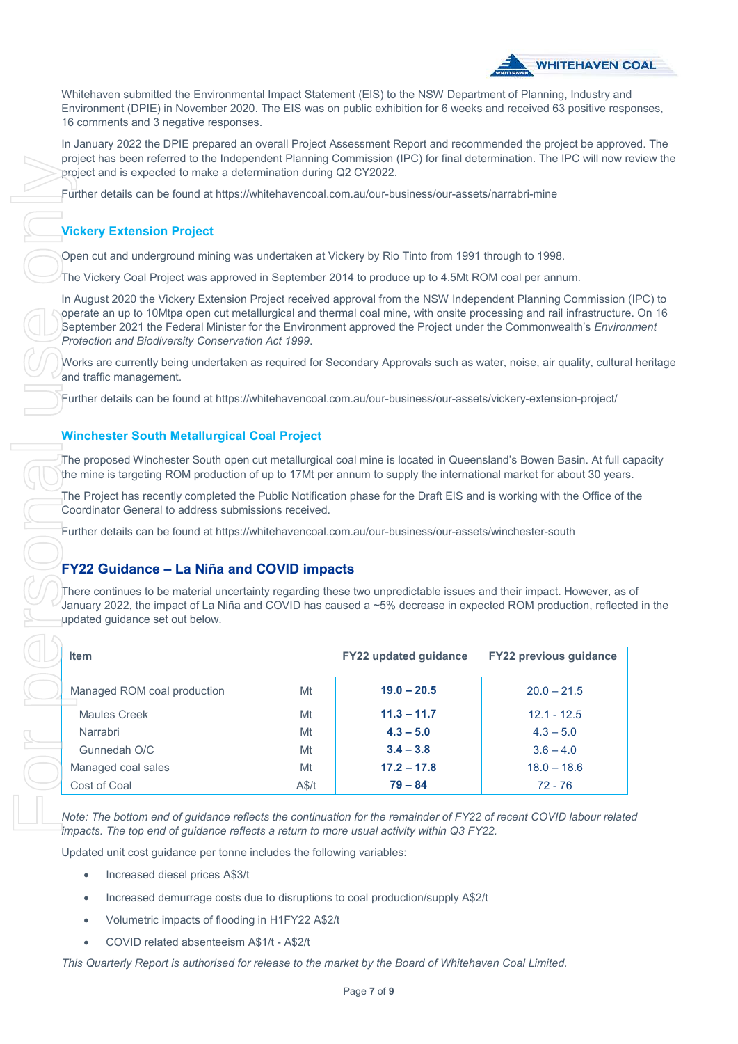Whitehaven submitted the Environmental Impact Statement (EIS) to the NSW Department of Planning, Industry and Environment (DPIE) in November 2020. The EIS was on public exhibition for 6 weeks and received 63 positive responses, 16 comments and 3 negative responses.

In January 2022 the DPIE prepared an overall Project Assessment Report and recommended the project be approved. The project has been referred to the Independent Planning Commission (IPC) for final determination. The IPC will now review the project and is expected to make a determination during Q2 CY2022.

Further details can be found at https://whitehavencoal.com.au/our-business/our-assets/narrabri-mine

## Vickery Extension Project

Open cut and underground mining was undertaken at Vickery by Rio Tinto from 1991 through to 1998.

The Vickery Coal Project was approved in September 2014 to produce up to 4.5Mt ROM coal per annum.

In August 2020 the Vickery Extension Project received approval from the NSW Independent Planning Commission (IPC) to operate an up to 10Mtpa open cut metallurgical and thermal coal mine, with onsite processing and rail infrastructure. On 16 September 2021 the Federal Minister for the Environment approved the Project under the Commonwealth's *Environment Protection and Biodiversity Conservation Act 1999*.

Works are currently being undertaken as required for Secondary Approvals such as water, noise, air quality, cultural heritage and traffic management.

Further details can be found at https://whitehavencoal.com.au/our-business/our-assets/vickery-extension-project/

## Winchester South Metallurgical Coal Project

The proposed Winchester South open cut metallurgical coal mine is located in Queensland's Bowen Basin. At full capacity the mine is targeting ROM production of up to 17Mt per annum to supply the international market for about 30 years.

The Project has recently completed the Public Notification phase for the Draft EIS and is working with the Office of the Coordinator General to address submissions received.

Further details can be found at https://whitehavencoal.com.au/our-business/our-assets/winchester-south

## FY22 Guidance – La Niña and COVID impacts

There continues to be material uncertainty regarding these two unpredictable issues and their impact. However, as of January 2022, the impact of La Niña and COVID has caused a ~5% decrease in expected ROM production, reflected in the updated guidance set out below.

| Item | | FY22 updated guidance | FY22 previous guidance |
|---|---|---|---|
| Managed ROM coal production | Mt | **19.0 – 20.5** | 20.0 – 21.5 |
| Maules Creek | Mt | **11.3 – 11.7** | 12.1 - 12.5 |
| Narrabri | Mt | **4.3 – 5.0** | 4.3 – 5.0 |
| Gunnedah O/C | Mt | **3.4 – 3.8** | 3.6 – 4.0 |
| Managed coal sales | Mt | **17.2 – 17.8** | 18.0 – 18.6 |
| Cost of Coal | A$/t | **79 – 84** | 72 - 76 |

*Note: The bottom end of guidance reflects the continuation for the remainder of FY22 of recent COVID labour related impacts. The top end of guidance reflects a return to more usual activity within Q3 FY22.*

Updated unit cost guidance per tonne includes the following variables:

- Increased diesel prices A$3/t
- Increased demurrage costs due to disruptions to coal production/supply A$2/t
- Volumetric impacts of flooding in H1FY22 A$2/t
- COVID related absenteeism A$1/t - A$2/t

*This Quarterly Report is authorised for release to the market by the Board of Whitehaven Coal Limited.*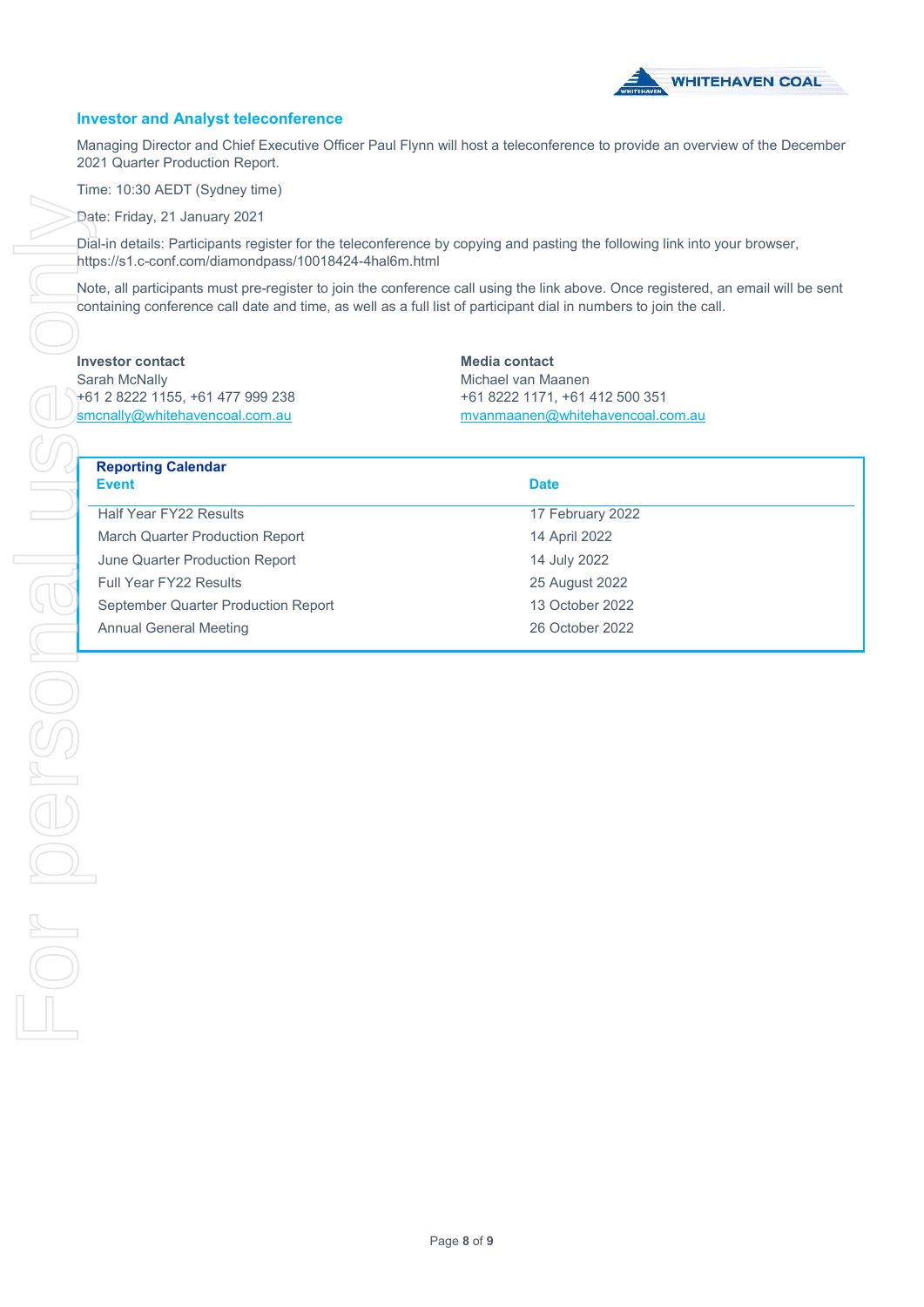## Investor and Analyst teleconference

Managing Director and Chief Executive Officer Paul Flynn will host a teleconference to provide an overview of the December 2021 Quarter Production Report.

Time: 10:30 AEDT (Sydney time)

Date: Friday, 21 January 2021

Dial-in details: Participants register for the teleconference by copying and pasting the following link into your browser, https://s1.c-conf.com/diamondpass/10018424-4hal6m.html

Note, all participants must pre-register to join the conference call using the link above. Once registered, an email will be sent containing conference call date and time, as well as a full list of participant dial in numbers to join the call.

**Investor contact**
Sarah McNally
+61 2 8222 1155, +61 477 999 238
smcnally@whitehavencoal.com.au

**Media contact**
Michael van Maanen
+61 8222 1171, +61 412 500 351
mvanmaanen@whitehavencoal.com.au

**Reporting Calendar**

| Event | Date |
|---|---|
| Half Year FY22 Results | 17 February 2022 |
| March Quarter Production Report | 14 April 2022 |
| June Quarter Production Report | 14 July 2022 |
| Full Year FY22 Results | 25 August 2022 |
| September Quarter Production Report | 13 October 2022 |
| Annual General Meeting | 26 October 2022 |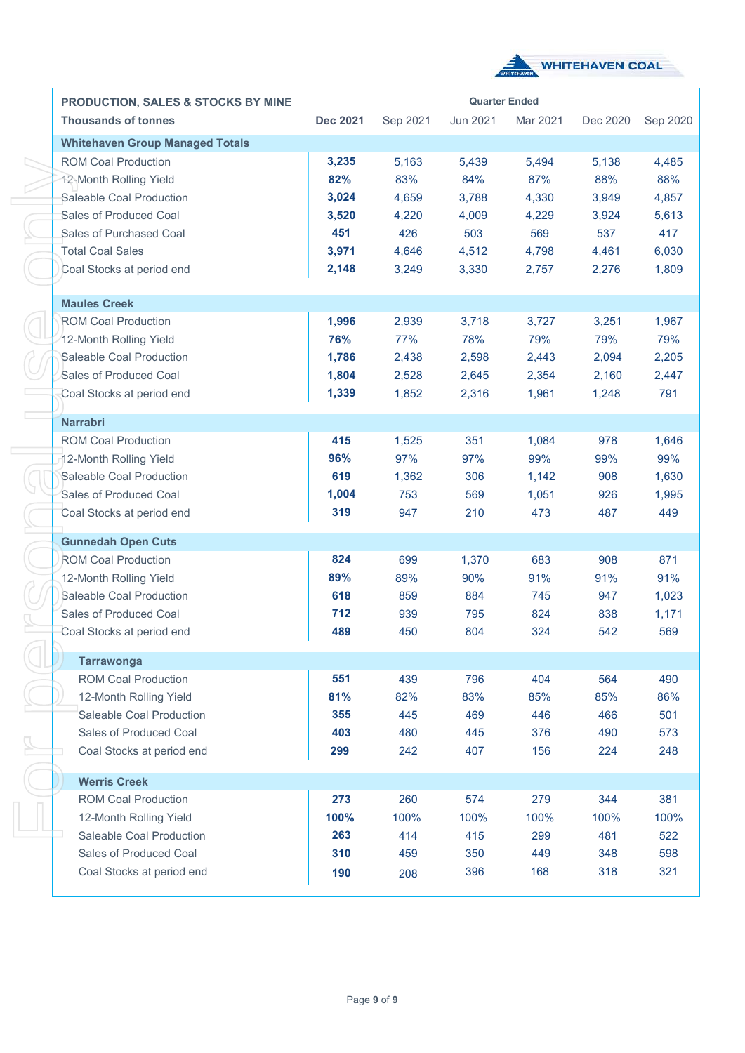| PRODUCTION, SALES & STOCKS BY MINE | Quarter Ended | | | | | |
|---|---|---|---|---|---|---|
| **Thousands of tonnes** | **Dec 2021** | Sep 2021 | Jun 2021 | Mar 2021 | Dec 2020 | Sep 2020 |
| **Whitehaven Group Managed Totals** | | | | | | |
| ROM Coal Production | **3,235** | 5,163 | 5,439 | 5,494 | 5,138 | 4,485 |
| 12-Month Rolling Yield | **82%** | 83% | 84% | 87% | 88% | 88% |
| Saleable Coal Production | **3,024** | 4,659 | 3,788 | 4,330 | 3,949 | 4,857 |
| Sales of Produced Coal | **3,520** | 4,220 | 4,009 | 4,229 | 3,924 | 5,613 |
| Sales of Purchased Coal | **451** | 426 | 503 | 569 | 537 | 417 |
| Total Coal Sales | **3,971** | 4,646 | 4,512 | 4,798 | 4,461 | 6,030 |
| Coal Stocks at period end | **2,148** | 3,249 | 3,330 | 2,757 | 2,276 | 1,809 |
| **Maules Creek** | | | | | | |
| ROM Coal Production | **1,996** | 2,939 | 3,718 | 3,727 | 3,251 | 1,967 |
| 12-Month Rolling Yield | **76%** | 77% | 78% | 79% | 79% | 79% |
| Saleable Coal Production | **1,786** | 2,438 | 2,598 | 2,443 | 2,094 | 2,205 |
| Sales of Produced Coal | **1,804** | 2,528 | 2,645 | 2,354 | 2,160 | 2,447 |
| Coal Stocks at period end | **1,339** | 1,852 | 2,316 | 1,961 | 1,248 | 791 |
| **Narrabri** | | | | | | |
| ROM Coal Production | **415** | 1,525 | 351 | 1,084 | 978 | 1,646 |
| 12-Month Rolling Yield | **96%** | 97% | 97% | 99% | 99% | 99% |
| Saleable Coal Production | **619** | 1,362 | 306 | 1,142 | 908 | 1,630 |
| Sales of Produced Coal | **1,004** | 753 | 569 | 1,051 | 926 | 1,995 |
| Coal Stocks at period end | **319** | 947 | 210 | 473 | 487 | 449 |
| **Gunnedah Open Cuts** | | | | | | |
| ROM Coal Production | **824** | 699 | 1,370 | 683 | 908 | 871 |
| 12-Month Rolling Yield | **89%** | 89% | 90% | 91% | 91% | 91% |
| Saleable Coal Production | **618** | 859 | 884 | 745 | 947 | 1,023 |
| Sales of Produced Coal | **712** | 939 | 795 | 824 | 838 | 1,171 |
| Coal Stocks at period end | **489** | 450 | 804 | 324 | 542 | 569 |
| **Tarrawonga** | | | | | | |
| ROM Coal Production | **551** | 439 | 796 | 404 | 564 | 490 |
| 12-Month Rolling Yield | **81%** | 82% | 83% | 85% | 85% | 86% |
| Saleable Coal Production | **355** | 445 | 469 | 446 | 466 | 501 |
| Sales of Produced Coal | **403** | 480 | 445 | 376 | 490 | 573 |
| Coal Stocks at period end | **299** | 242 | 407 | 156 | 224 | 248 |
| **Werris Creek** | | | | | | |
| ROM Coal Production | **273** | 260 | 574 | 279 | 344 | 381 |
| 12-Month Rolling Yield | **100%** | 100% | 100% | 100% | 100% | 100% |
| Saleable Coal Production | **263** | 414 | 415 | 299 | 481 | 522 |
| Sales of Produced Coal | **310** | 459 | 350 | 449 | 348 | 598 |
| Coal Stocks at period end | **190** | 208 | 396 | 168 | 318 | 321 |